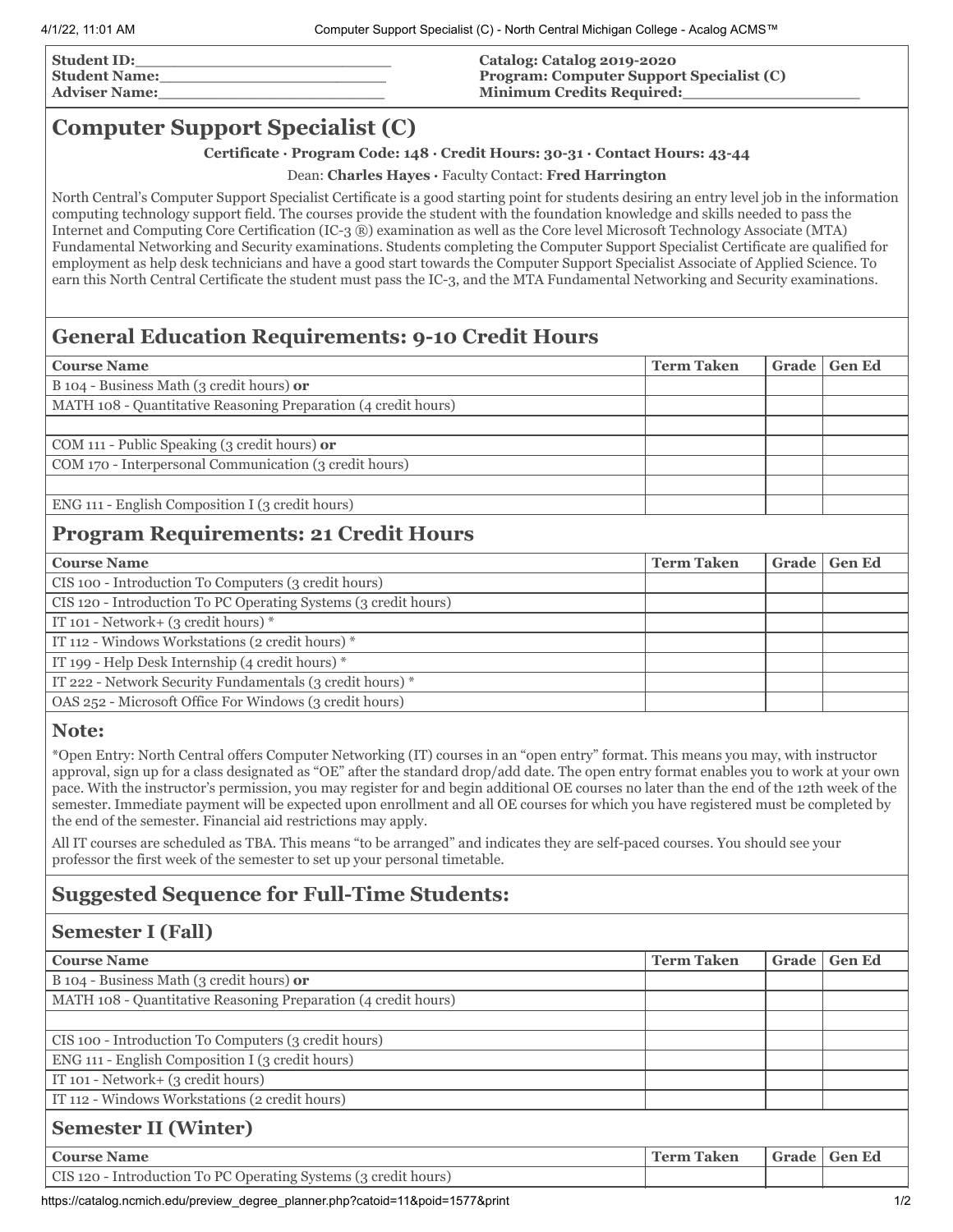Student ID:\_\_\_\_\_\_\_\_\_\_\_\_\_\_\_\_\_\_\_\_\_\_\_\_\_\_
Student Name:\_\_\_\_\_\_\_\_\_\_\_\_\_\_\_\_\_\_\_\_\_\_\_\_
Adviser Name:\_\_\_\_\_\_\_\_\_\_\_\_\_\_\_\_\_\_\_\_\_\_\_\_

Catalog: Catalog 2019-2020
Program: Computer Support Specialist (C)
Minimum Credits Required:\_\_\_\_\_\_\_\_\_\_\_\_\_\_\_\_\_\_

# Computer Support Specialist (C)

**Certificate · Program Code: 148 · Credit Hours: 30-31 · Contact Hours: 43-44**

Dean: **Charles Hayes** · Faculty Contact: **Fred Harrington**

North Central's Computer Support Specialist Certificate is a good starting point for students desiring an entry level job in the information computing technology support field. The courses provide the student with the foundation knowledge and skills needed to pass the Internet and Computing Core Certification (IC-3 ®) examination as well as the Core level Microsoft Technology Associate (MTA) Fundamental Networking and Security examinations. Students completing the Computer Support Specialist Certificate are qualified for employment as help desk technicians and have a good start towards the Computer Support Specialist Associate of Applied Science. To earn this North Central Certificate the student must pass the IC-3, and the MTA Fundamental Networking and Security examinations.

## General Education Requirements: 9-10 Credit Hours

| Course Name | Term Taken | Grade | Gen Ed |
|---|---|---|---|
| B 104 - Business Math (3 credit hours) **or** | | | |
| MATH 108 - Quantitative Reasoning Preparation (4 credit hours) | | | |
| | | | |
| COM 111 - Public Speaking (3 credit hours) **or** | | | |
| COM 170 - Interpersonal Communication (3 credit hours) | | | |
| | | | |
| ENG 111 - English Composition I (3 credit hours) | | | |

## Program Requirements: 21 Credit Hours

| Course Name | Term Taken | Grade | Gen Ed |
|---|---|---|---|
| CIS 100 - Introduction To Computers (3 credit hours) | | | |
| CIS 120 - Introduction To PC Operating Systems (3 credit hours) | | | |
| IT 101 - Network+ (3 credit hours) * | | | |
| IT 112 - Windows Workstations (2 credit hours) * | | | |
| IT 199 - Help Desk Internship (4 credit hours) * | | | |
| IT 222 - Network Security Fundamentals (3 credit hours) * | | | |
| OAS 252 - Microsoft Office For Windows (3 credit hours) | | | |

### Note:

*Open Entry: North Central offers Computer Networking (IT) courses in an "open entry" format. This means you may, with instructor approval, sign up for a class designated as "OE" after the standard drop/add date. The open entry format enables you to work at your own pace. With the instructor's permission, you may register for and begin additional OE courses no later than the end of the 12th week of the semester. Immediate payment will be expected upon enrollment and all OE courses for which you have registered must be completed by the end of the semester. Financial aid restrictions may apply.

All IT courses are scheduled as TBA. This means "to be arranged" and indicates they are self-paced courses. You should see your professor the first week of the semester to set up your personal timetable.

## Suggested Sequence for Full-Time Students:

### Semester I (Fall)

| Course Name | Term Taken | Grade | Gen Ed |
|---|---|---|---|
| B 104 - Business Math (3 credit hours) **or** | | | |
| MATH 108 - Quantitative Reasoning Preparation (4 credit hours) | | | |
| | | | |
| CIS 100 - Introduction To Computers (3 credit hours) | | | |
| ENG 111 - English Composition I (3 credit hours) | | | |
| IT 101 - Network+ (3 credit hours) | | | |
| IT 112 - Windows Workstations (2 credit hours) | | | |

### Semester II (Winter)

| Course Name | Term Taken | Grade | Gen Ed |
|---|---|---|---|
| CIS 120 - Introduction To PC Operating Systems (3 credit hours) | | | |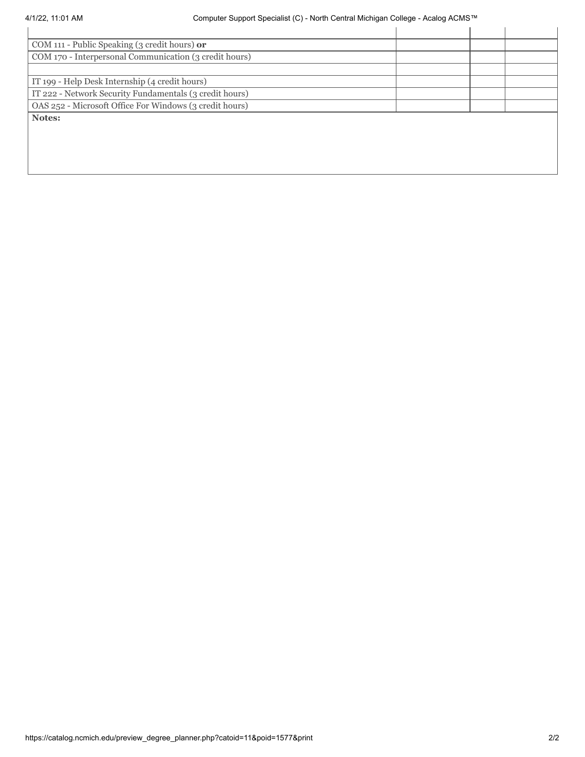| | | | |
|---|---|---|---|
| | | | |
| COM 111 - Public Speaking (3 credit hours) **or** | | | |
| COM 170 - Interpersonal Communication (3 credit hours) | | | |
| | | | |
| IT 199 - Help Desk Internship (4 credit hours) | | | |
| IT 222 - Network Security Fundamentals (3 credit hours) | | | |
| OAS 252 - Microsoft Office For Windows (3 credit hours) | | | |

**Notes:**